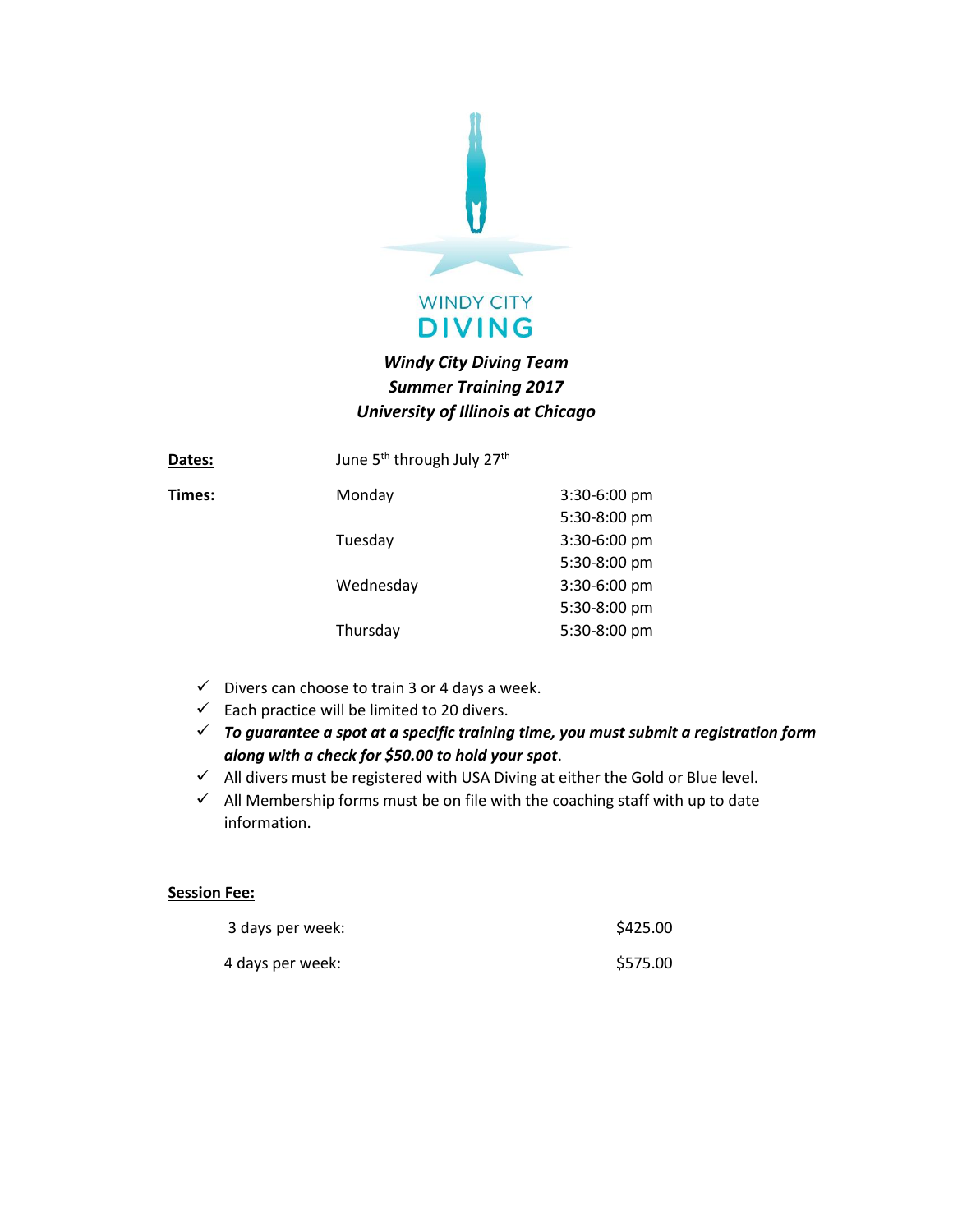WINDY CITY
DIVING

***Windy City Diving Team***
***Summer Training 2017***
***University of Illinois at Chicago***

| **Dates:** | June 5th through July 27th | |
| --- | --- | --- |
| **Times:** | Monday | 3:30-6:00 pm |
| | | 5:30-8:00 pm |
| | Tuesday | 3:30-6:00 pm |
| | | 5:30-8:00 pm |
| | Wednesday | 3:30-6:00 pm |
| | | 5:30-8:00 pm |
| | Thursday | 5:30-8:00 pm |

- ✓ Divers can choose to train 3 or 4 days a week.
- ✓ Each practice will be limited to 20 divers.
- ✓ ***To guarantee a spot at a specific training time, you must submit a registration form along with a check for $50.00 to hold your spot***.
- ✓ All divers must be registered with USA Diving at either the Gold or Blue level.
- ✓ All Membership forms must be on file with the coaching staff with up to date information.

**Session Fee:**

| | |
| --- | --- |
| 3 days per week: | $425.00 |
| 4 days per week: | $575.00 |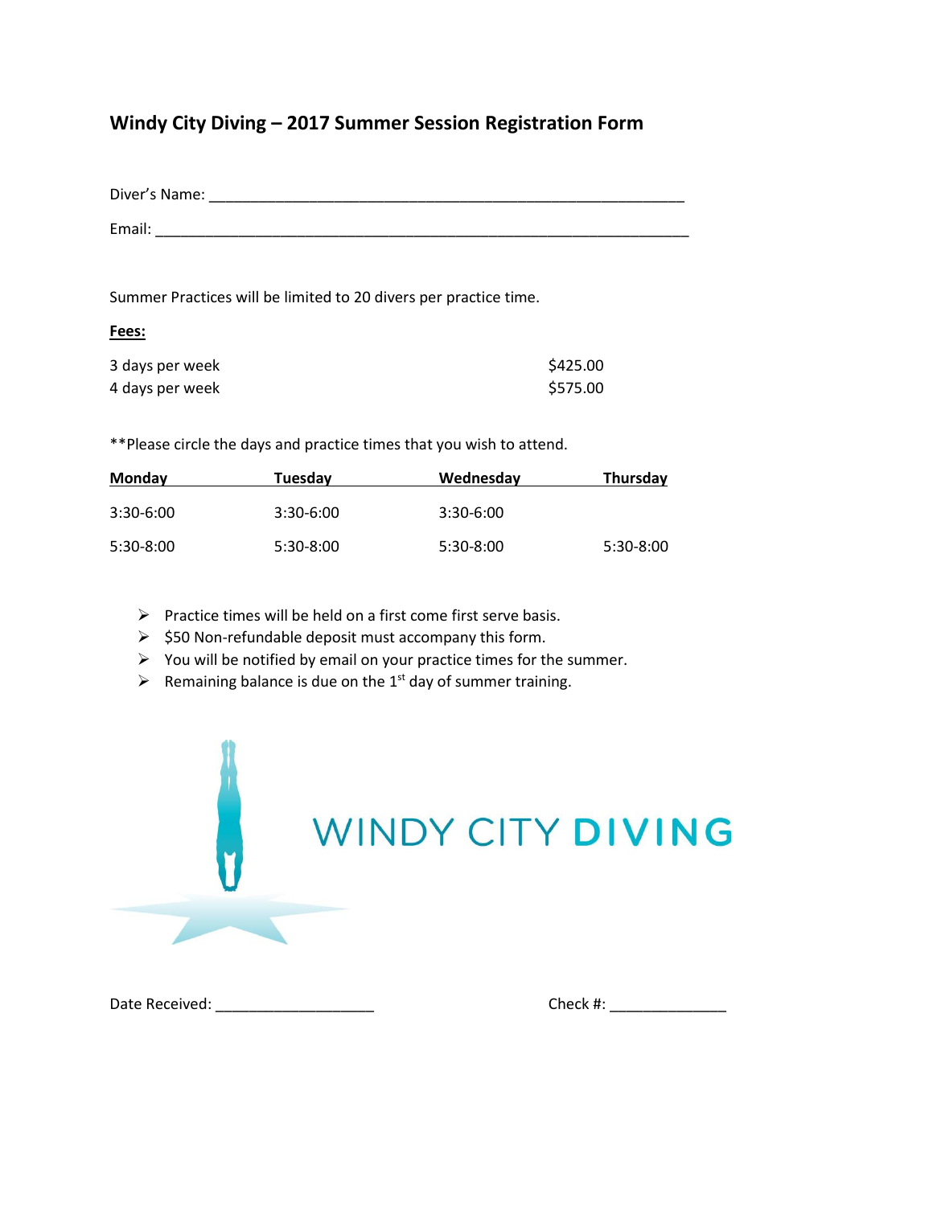## Windy City Diving – 2017 Summer Session Registration Form

Diver's Name: ___________________________________________________________

Email: __________________________________________________________________

Summer Practices will be limited to 20 divers per practice time.

**Fees:**

| | |
|---|---|
| 3 days per week | $425.00 |
| 4 days per week | $575.00 |

**Please circle the days and practice times that you wish to attend.

| Monday | Tuesday | Wednesday | Thursday |
|---|---|---|---|
| 3:30-6:00 | 3:30-6:00 | 3:30-6:00 | |
| 5:30-8:00 | 5:30-8:00 | 5:30-8:00 | 5:30-8:00 |

- Practice times will be held on a first come first serve basis.
- $50 Non-refundable deposit must accompany this form.
- You will be notified by email on your practice times for the summer.
- Remaining balance is due on the 1st day of summer training.

WINDY CITY DIVING

Date Received: ___________________ Check #: ______________